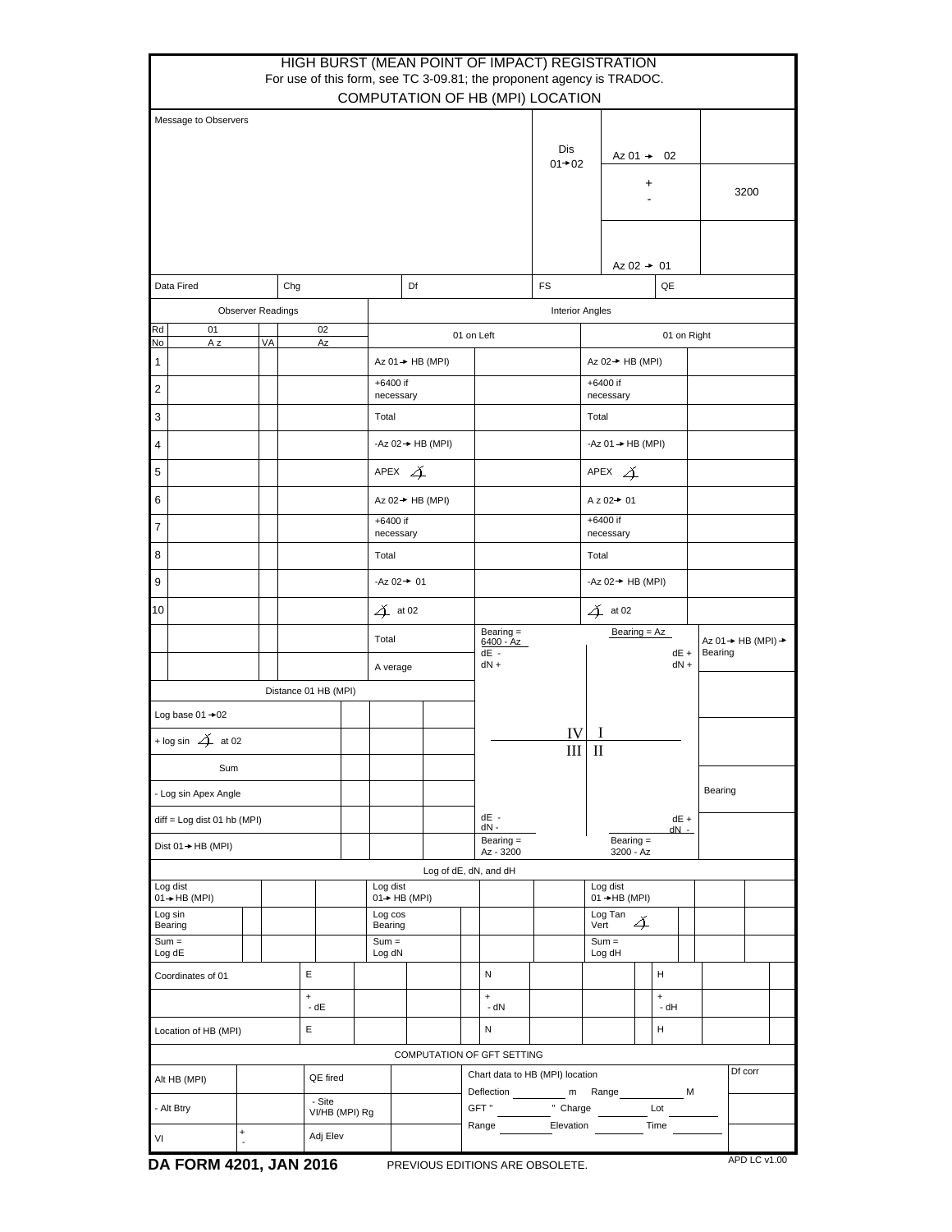# HIGH BURST (MEAN POINT OF IMPACT) REGISTRATION

For use of this form, see TC 3-09.81; the proponent agency is TRADOC.

## COMPUTATION OF HB (MPI) LOCATION

| Message to Observers | Dis 01→02 | Az 01 → 02 | |
|---|---|---|---|
| | | + / - | 3200 |
| | | Az 02 → 01 | |

| Data Fired | Chg | Df | FS | QE |
|---|---|---|---|---|

| Observer Readings | | | | Interior Angles | | | |
|---|---|---|---|---|---|---|---|
| Rd No | 01 Az | VA | 02 Az | 01 on Left | | 01 on Right | |
| 1 | | | | Az 01→ HB (MPI) | | Az 02→ HB (MPI) | |
| 2 | | | | +6400 if necessary | | +6400 if necessary | |
| 3 | | | | Total | | Total | |
| 4 | | | | -Az 02→ HB (MPI) | | -Az 01 → HB (MPI) | |
| 5 | | | | APEX ∠ | | APEX ∠ | |
| 6 | | | | Az 02→ HB (MPI) | | Az 02→ 01 | |
| 7 | | | | +6400 if necessary | | +6400 if necessary | |
| 8 | | | | Total | | Total | |
| 9 | | | | -Az 02→ 01 | | -Az 02→ HB (MPI) | |
| 10 | | | | ∠ at 02 | | ∠ at 02 | |
| | | | | Total | | | |
| | | | | Average | | | |

| Distance 01 HB (MPI) | | | | |
|---|---|---|---|---|
| Log base 01 →02 | | | | |
| + log sin ∠ at 02 | | | | |
| Sum | | | | |
| - Log sin Apex Angle | | | | |
| diff = Log dist 01 hb (MPI) | | | | |
| Dist 01→ HB (MPI) | | | | |

Quadrant diagram:

| Quadrant | Bearing | Signs |
|---|---|---|
| IV | Bearing = 6400 - Az | dE - dN + |
| I | Bearing = Az | dE + dN + |
| III | Bearing = Az - 3200 | dE - dN - |
| II | Bearing = 3200 - Az | dE + dN - |

| Az 01→ HB (MPI) → Bearing | |
|---|---|
| | |
| | |
| Bearing | |

### Log of dE, dN, and dH

| Log dist 01→ HB (MPI) | | | Log dist 01→ HB (MPI) | | Log dist 01 →HB (MPI) | |
|---|---|---|---|---|---|---|
| Log sin Bearing | | | Log cos Bearing | | Log Tan Vert ∠ | |
| Sum = Log dE | | | Sum = Log dN | | Sum = Log dH | |

| Coordinates of 01 | E | | N | | H | |
|---|---|---|---|---|---|---|
| | + - dE | | + - dN | | + - dH | |
| Location of HB (MPI) | E | | N | | H | |

### COMPUTATION OF GFT SETTING

| Alt HB (MPI) | | QE fired | | Chart data to HB (MPI) location | Df corr |
|---|---|---|---|---|---|
| - Alt Btry | | - Site VI/HB (MPI) Rg | | Deflection ______ m Range ______ M | |
| VI | + - | Adj Elev | | GFT " ______ " Charge ______ Lot ______ | |
| | | | | Range ______ Elevation ______ Time ______ | |

DA FORM 4201, JAN 2016 PREVIOUS EDITIONS ARE OBSOLETE. APD LC v1.00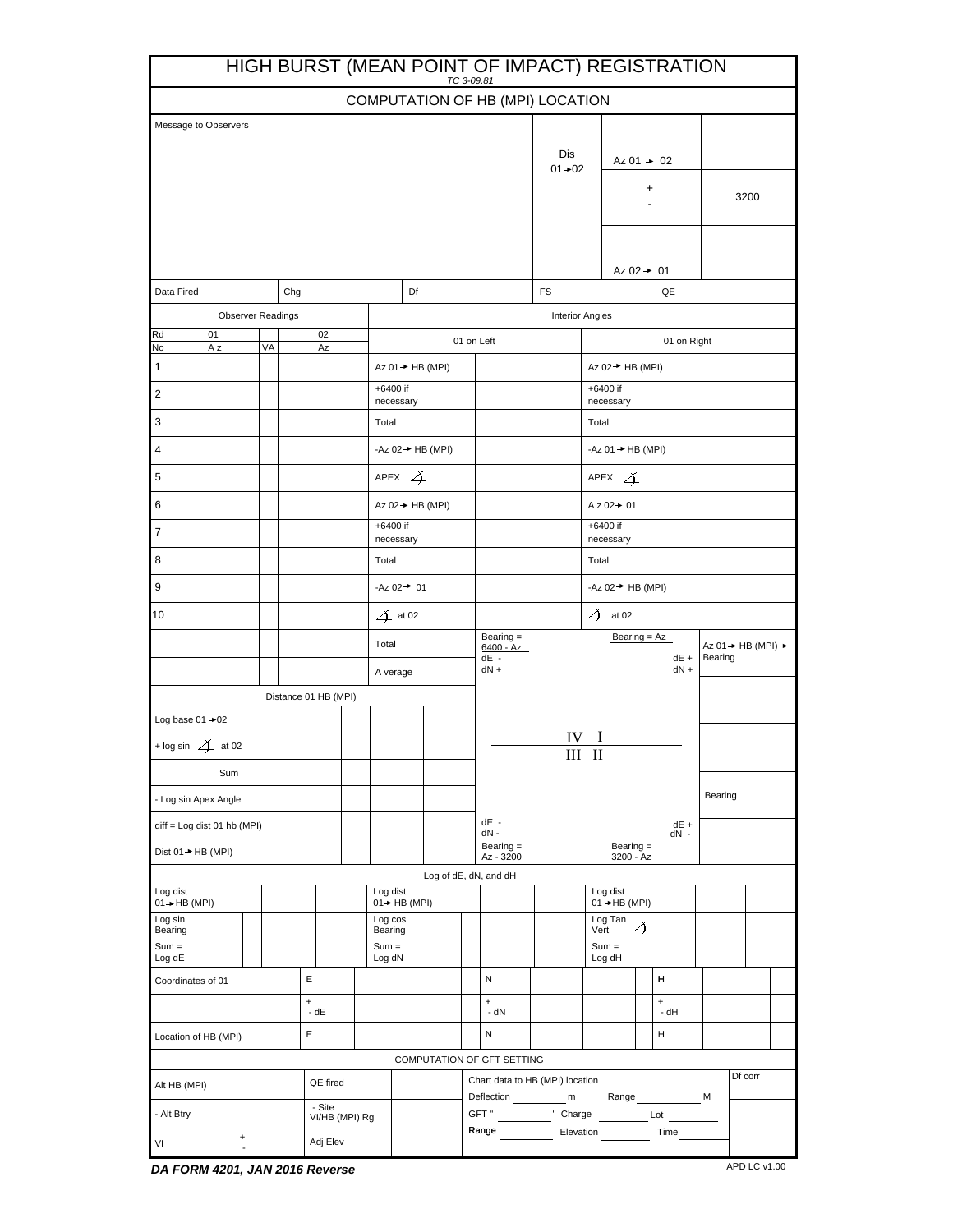# HIGH BURST (MEAN POINT OF IMPACT) REGISTRATION

TC 3-09.81

## COMPUTATION OF HB (MPI) LOCATION

| Message to Observers | Dis 01→02 | Az 01 → 02 | |
|---|---|---|---|
| | | + - | 3200 |
| | | Az 02→ 01 | |

| Data Fired | Chg | Df | FS | QE |
|---|---|---|---|---|
| | | | | |

| Observer Readings | | | | Interior Angles | | | | |
|---|---|---|---|---|---|---|---|---|
| Rd No | 01 Az | VA | 02 Az | 01 on Left | | 01 on Right | | |
| 1 | | | | Az 01→ HB (MPI) | | Az 02→ HB (MPI) | | |
| 2 | | | | +6400 if necessary | | +6400 if necessary | | |
| 3 | | | | Total | | Total | | |
| 4 | | | | -Az 02→ HB (MPI) | | -Az 01→ HB (MPI) | | |
| 5 | | | | APEX ∠ | | APEX ∠ | | |
| 6 | | | | Az 02→ HB (MPI) | | Az 02→ 01 | | |
| 7 | | | | +6400 if necessary | | +6400 if necessary | | |
| 8 | | | | Total | | Total | | |
| 9 | | | | -Az 02→ 01 | | -Az 02→ HB (MPI) | | |
| 10 | | | | ∠ at 02 | | ∠ at 02 | | |
| | | | | Total | | | | |
| | | | | Average | | | | |

| Distance 01 HB (MPI) | | | | |
|---|---|---|---|---|
| Log base 01 →02 | | | | |
| + log sin ∠ at 02 | | | | |
| Sum | | | | |
| - Log sin Apex Angle | | | | |
| diff = Log dist 01 hb (MPI) | | | | |
| Dist 01→ HB (MPI) | | | | |

Quadrant diagram:

IV | I

III | II

- Quadrant IV: Bearing = 6400 - Az; dE -; dN +
- Quadrant I: Bearing = Az; dE +; dN +
- Quadrant III: dE -; dN -; Bearing = Az - 3200
- Quadrant II: dE +; dN -; Bearing = 3200 - Az

| Az 01→ HB (MPI) → Bearing |
|---|
| |
| |
| |
| Bearing |
| |

### Log of dE, dN, and dH

| | | | | | | | | |
|---|---|---|---|---|---|---|---|---|
| Log dist 01→ HB (MPI) | | | Log dist 01→ HB (MPI) | | | Log dist 01 →HB (MPI) | | |
| Log sin Bearing | | | Log cos Bearing | | | Log Tan Vert ∠ | | |
| Sum = Log dE | | | Sum = Log dN | | | Sum = Log dH | | |

| | | | | | | |
|---|---|---|---|---|---|---|
| Coordinates of 01 | E | | N | | H | |
| | + - dE | | + - dN | | + - dH | |
| Location of HB (MPI) | E | | N | | H | |

### COMPUTATION OF GFT SETTING

| | | | | Chart data to HB (MPI) location | Df corr |
|---|---|---|---|---|---|
| Alt HB (MPI) | | QE fired | | Deflection ______ m Range ______ M | |
| - Alt Btry | | - Site VI/HB (MPI) Rg | | GFT " ______ " Charge ______ Lot ______ | |
| VI | + - | Adj Elev | | Range ______ Elevation ______ Time ______ | |

**DA FORM 4201, JAN 2016 Reverse**

APD LC v1.00